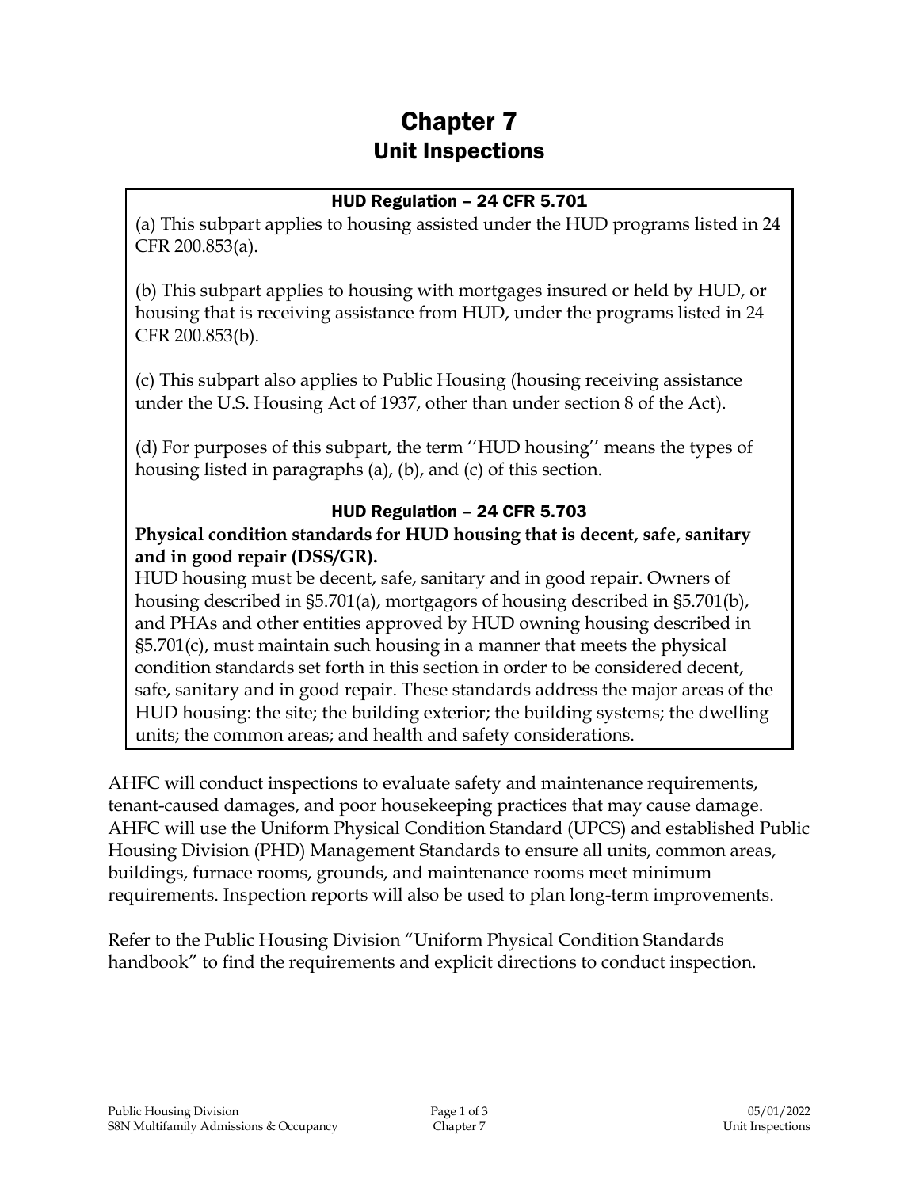# Chapter 7
## Unit Inspections

### HUD Regulation – 24 CFR 5.701

(a) This subpart applies to housing assisted under the HUD programs listed in 24 CFR 200.853(a).

(b) This subpart applies to housing with mortgages insured or held by HUD, or housing that is receiving assistance from HUD, under the programs listed in 24 CFR 200.853(b).

(c) This subpart also applies to Public Housing (housing receiving assistance under the U.S. Housing Act of 1937, other than under section 8 of the Act).

(d) For purposes of this subpart, the term ''HUD housing'' means the types of housing listed in paragraphs (a), (b), and (c) of this section.

### HUD Regulation – 24 CFR 5.703

**Physical condition standards for HUD housing that is decent, safe, sanitary and in good repair (DSS/GR).**

HUD housing must be decent, safe, sanitary and in good repair. Owners of housing described in §5.701(a), mortgagors of housing described in §5.701(b), and PHAs and other entities approved by HUD owning housing described in §5.701(c), must maintain such housing in a manner that meets the physical condition standards set forth in this section in order to be considered decent, safe, sanitary and in good repair. These standards address the major areas of the HUD housing: the site; the building exterior; the building systems; the dwelling units; the common areas; and health and safety considerations.

AHFC will conduct inspections to evaluate safety and maintenance requirements, tenant-caused damages, and poor housekeeping practices that may cause damage. AHFC will use the Uniform Physical Condition Standard (UPCS) and established Public Housing Division (PHD) Management Standards to ensure all units, common areas, buildings, furnace rooms, grounds, and maintenance rooms meet minimum requirements. Inspection reports will also be used to plan long-term improvements.

Refer to the Public Housing Division "Uniform Physical Condition Standards handbook" to find the requirements and explicit directions to conduct inspection.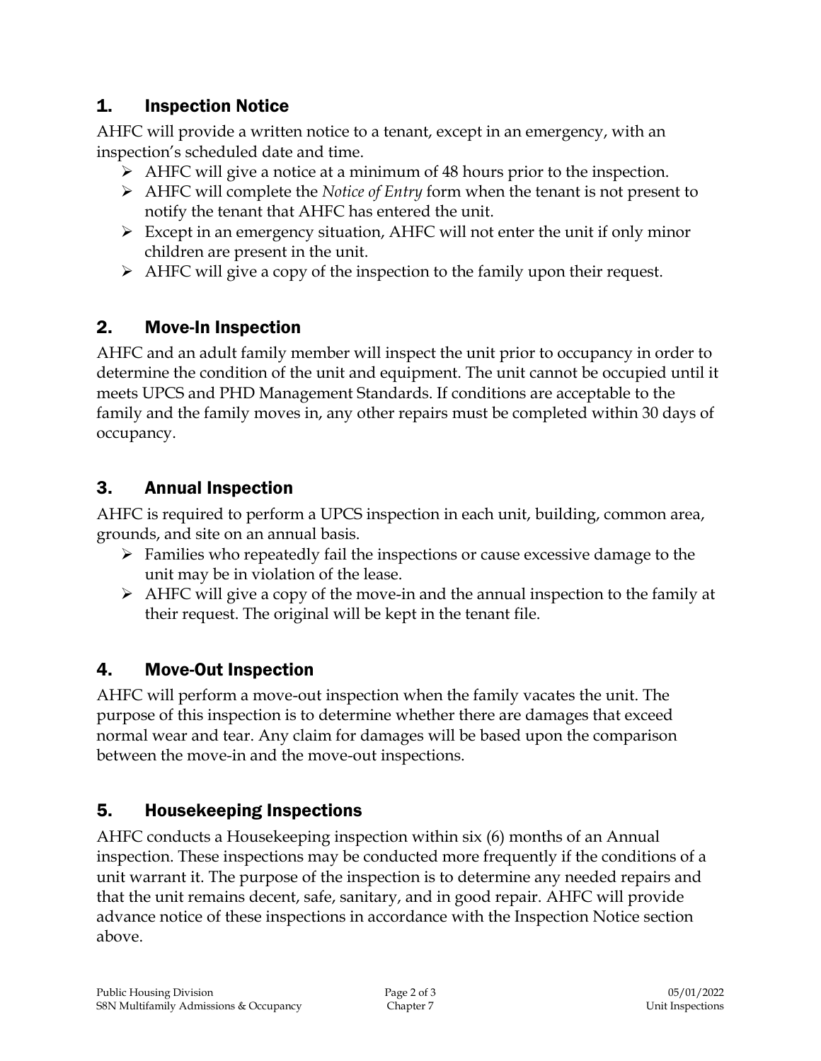## 1. Inspection Notice

AHFC will provide a written notice to a tenant, except in an emergency, with an inspection's scheduled date and time.

- AHFC will give a notice at a minimum of 48 hours prior to the inspection.
- AHFC will complete the *Notice of Entry* form when the tenant is not present to notify the tenant that AHFC has entered the unit.
- Except in an emergency situation, AHFC will not enter the unit if only minor children are present in the unit.
- AHFC will give a copy of the inspection to the family upon their request.

## 2. Move-In Inspection

AHFC and an adult family member will inspect the unit prior to occupancy in order to determine the condition of the unit and equipment. The unit cannot be occupied until it meets UPCS and PHD Management Standards. If conditions are acceptable to the family and the family moves in, any other repairs must be completed within 30 days of occupancy.

## 3. Annual Inspection

AHFC is required to perform a UPCS inspection in each unit, building, common area, grounds, and site on an annual basis.

- Families who repeatedly fail the inspections or cause excessive damage to the unit may be in violation of the lease.
- AHFC will give a copy of the move-in and the annual inspection to the family at their request. The original will be kept in the tenant file.

## 4. Move-Out Inspection

AHFC will perform a move-out inspection when the family vacates the unit. The purpose of this inspection is to determine whether there are damages that exceed normal wear and tear. Any claim for damages will be based upon the comparison between the move-in and the move-out inspections.

## 5. Housekeeping Inspections

AHFC conducts a Housekeeping inspection within six (6) months of an Annual inspection. These inspections may be conducted more frequently if the conditions of a unit warrant it. The purpose of the inspection is to determine any needed repairs and that the unit remains decent, safe, sanitary, and in good repair. AHFC will provide advance notice of these inspections in accordance with the Inspection Notice section above.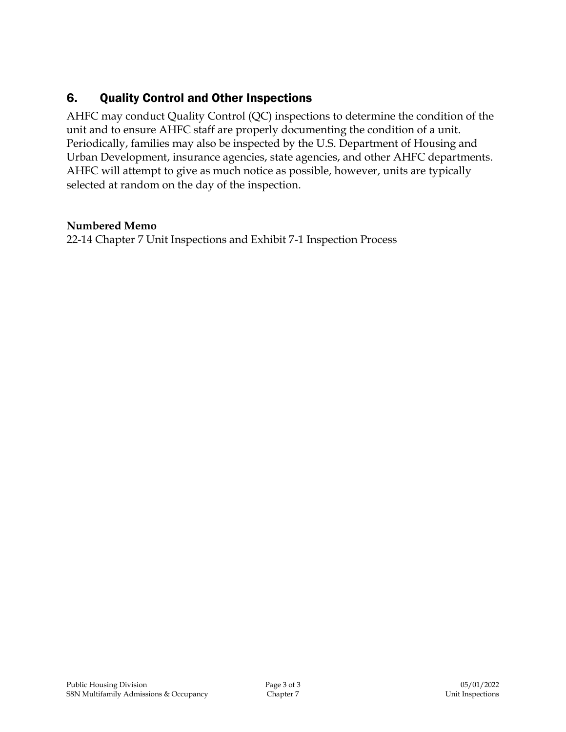## 6. Quality Control and Other Inspections

AHFC may conduct Quality Control (QC) inspections to determine the condition of the unit and to ensure AHFC staff are properly documenting the condition of a unit. Periodically, families may also be inspected by the U.S. Department of Housing and Urban Development, insurance agencies, state agencies, and other AHFC departments. AHFC will attempt to give as much notice as possible, however, units are typically selected at random on the day of the inspection.

**Numbered Memo**

22-14 Chapter 7 Unit Inspections and Exhibit 7-1 Inspection Process